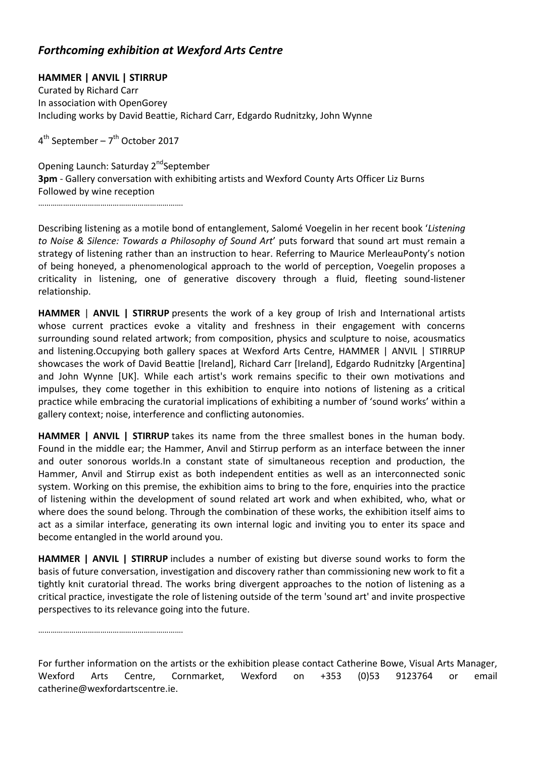## *Forthcoming exhibition at Wexford Arts Centre*

**HAMMER | ANVIL | STIRRUP**
Curated by Richard Carr
In association with OpenGorey
Including works by David Beattie, Richard Carr, Edgardo Rudnitzky, John Wynne

4th September – 7th October 2017

Opening Launch: Saturday 2nd September
**3pm** - Gallery conversation with exhibiting artists and Wexford County Arts Officer Liz Burns
Followed by wine reception

………………………………………………………….

Describing listening as a motile bond of entanglement, Salomé Voegelin in her recent book '*Listening to Noise & Silence: Towards a Philosophy of Sound Art*' puts forward that sound art must remain a strategy of listening rather than an instruction to hear. Referring to Maurice MerleauPonty's notion of being honeyed, a phenomenological approach to the world of perception, Voegelin proposes a criticality in listening, one of generative discovery through a fluid, fleeting sound-listener relationship.

**HAMMER** | **ANVIL | STIRRUP** presents the work of a key group of Irish and International artists whose current practices evoke a vitality and freshness in their engagement with concerns surrounding sound related artwork; from composition, physics and sculpture to noise, acousmatics and listening.Occupying both gallery spaces at Wexford Arts Centre, HAMMER | ANVIL | STIRRUP showcases the work of David Beattie [Ireland], Richard Carr [Ireland], Edgardo Rudnitzky [Argentina] and John Wynne [UK]. While each artist's work remains specific to their own motivations and impulses, they come together in this exhibition to enquire into notions of listening as a critical practice while embracing the curatorial implications of exhibiting a number of 'sound works' within a gallery context; noise, interference and conflicting autonomies.

**HAMMER | ANVIL | STIRRUP** takes its name from the three smallest bones in the human body. Found in the middle ear; the Hammer, Anvil and Stirrup perform as an interface between the inner and outer sonorous worlds.In a constant state of simultaneous reception and production, the Hammer, Anvil and Stirrup exist as both independent entities as well as an interconnected sonic system. Working on this premise, the exhibition aims to bring to the fore, enquiries into the practice of listening within the development of sound related art work and when exhibited, who, what or where does the sound belong. Through the combination of these works, the exhibition itself aims to act as a similar interface, generating its own internal logic and inviting you to enter its space and become entangled in the world around you.

**HAMMER | ANVIL | STIRRUP** includes a number of existing but diverse sound works to form the basis of future conversation, investigation and discovery rather than commissioning new work to fit a tightly knit curatorial thread. The works bring divergent approaches to the notion of listening as a critical practice, investigate the role of listening outside of the term 'sound art' and invite prospective perspectives to its relevance going into the future.

………………………………………………………….

For further information on the artists or the exhibition please contact Catherine Bowe, Visual Arts Manager, Wexford Arts Centre, Cornmarket, Wexford on +353 (0)53 9123764 or email catherine@wexfordartscentre.ie.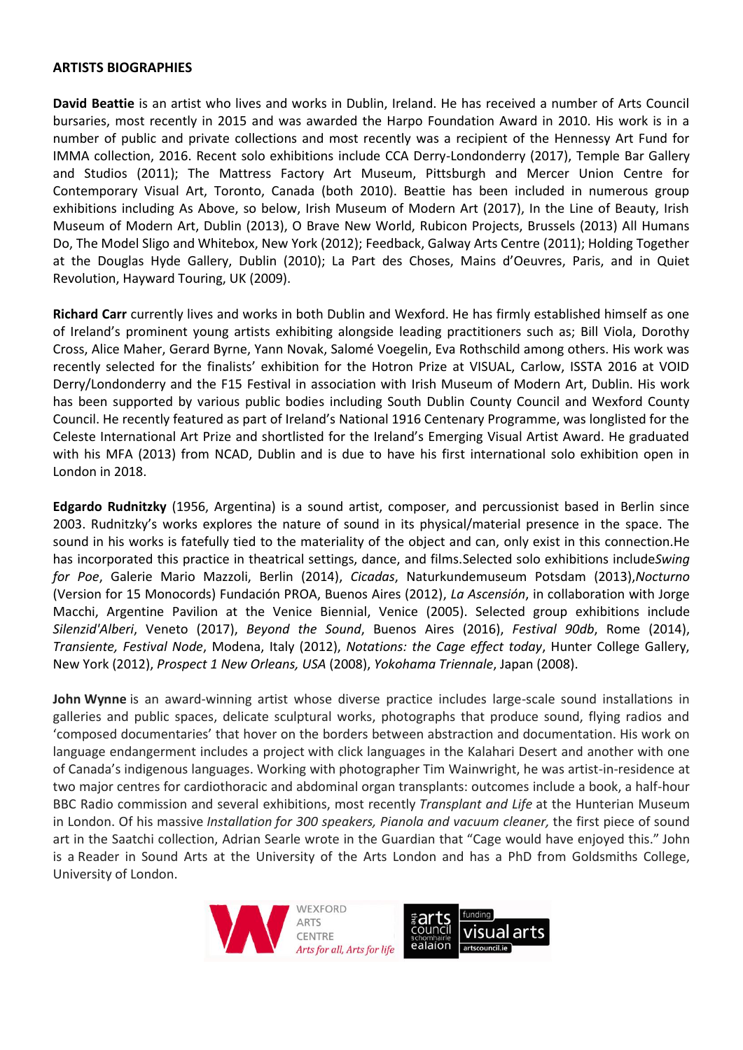**ARTISTS BIOGRAPHIES**

**David Beattie** is an artist who lives and works in Dublin, Ireland. He has received a number of Arts Council bursaries, most recently in 2015 and was awarded the Harpo Foundation Award in 2010. His work is in a number of public and private collections and most recently was a recipient of the Hennessy Art Fund for IMMA collection, 2016. Recent solo exhibitions include CCA Derry-Londonderry (2017), Temple Bar Gallery and Studios (2011); The Mattress Factory Art Museum, Pittsburgh and Mercer Union Centre for Contemporary Visual Art, Toronto, Canada (both 2010). Beattie has been included in numerous group exhibitions including As Above, so below, Irish Museum of Modern Art (2017), In the Line of Beauty, Irish Museum of Modern Art, Dublin (2013), O Brave New World, Rubicon Projects, Brussels (2013) All Humans Do, The Model Sligo and Whitebox, New York (2012); Feedback, Galway Arts Centre (2011); Holding Together at the Douglas Hyde Gallery, Dublin (2010); La Part des Choses, Mains d'Oeuvres, Paris, and in Quiet Revolution, Hayward Touring, UK (2009).

**Richard Carr** currently lives and works in both Dublin and Wexford. He has firmly established himself as one of Ireland's prominent young artists exhibiting alongside leading practitioners such as; Bill Viola, Dorothy Cross, Alice Maher, Gerard Byrne, Yann Novak, Salomé Voegelin, Eva Rothschild among others. His work was recently selected for the finalists' exhibition for the Hotron Prize at VISUAL, Carlow, ISSTA 2016 at VOID Derry/Londonderry and the F15 Festival in association with Irish Museum of Modern Art, Dublin. His work has been supported by various public bodies including South Dublin County Council and Wexford County Council. He recently featured as part of Ireland's National 1916 Centenary Programme, was longlisted for the Celeste International Art Prize and shortlisted for the Ireland's Emerging Visual Artist Award. He graduated with his MFA (2013) from NCAD, Dublin and is due to have his first international solo exhibition open in London in 2018.

**Edgardo Rudnitzky** (1956, Argentina) is a sound artist, composer, and percussionist based in Berlin since 2003. Rudnitzky's works explores the nature of sound in its physical/material presence in the space. The sound in his works is fatefully tied to the materiality of the object and can, only exist in this connection.He has incorporated this practice in theatrical settings, dance, and films.Selected solo exhibitions include*Swing for Poe*, Galerie Mario Mazzoli, Berlin (2014), *Cicadas*, Naturkundemuseum Potsdam (2013),*Nocturno* (Version for 15 Monocords) Fundación PROA, Buenos Aires (2012), *La Ascensión*, in collaboration with Jorge Macchi, Argentine Pavilion at the Venice Biennial, Venice (2005). Selected group exhibitions include *Silenzid'Alberi*, Veneto (2017), *Beyond the Sound*, Buenos Aires (2016), *Festival 90db*, Rome (2014), *Transiente, Festival Node*, Modena, Italy (2012), *Notations: the Cage effect today*, Hunter College Gallery, New York (2012), *Prospect 1 New Orleans, USA* (2008), *Yokohama Triennale*, Japan (2008).

**John Wynne** is an award-winning artist whose diverse practice includes large-scale sound installations in galleries and public spaces, delicate sculptural works, photographs that produce sound, flying radios and 'composed documentaries' that hover on the borders between abstraction and documentation. His work on language endangerment includes a project with click languages in the Kalahari Desert and another with one of Canada's indigenous languages. Working with photographer Tim Wainwright, he was artist-in-residence at two major centres for cardiothoracic and abdominal organ transplants: outcomes include a book, a half-hour BBC Radio commission and several exhibitions, most recently *Transplant and Life* at the Hunterian Museum in London. Of his massive *Installation for 300 speakers, Pianola and vacuum cleaner,* the first piece of sound art in the Saatchi collection, Adrian Searle wrote in the Guardian that "Cage would have enjoyed this." John is a Reader in Sound Arts at the University of the Arts London and has a PhD from Goldsmiths College, University of London.

WEXFORD ARTS CENTRE *Arts for all, Arts for life*

the arts council an chomhairle ealaíon | funding visual arts | artscouncil.ie